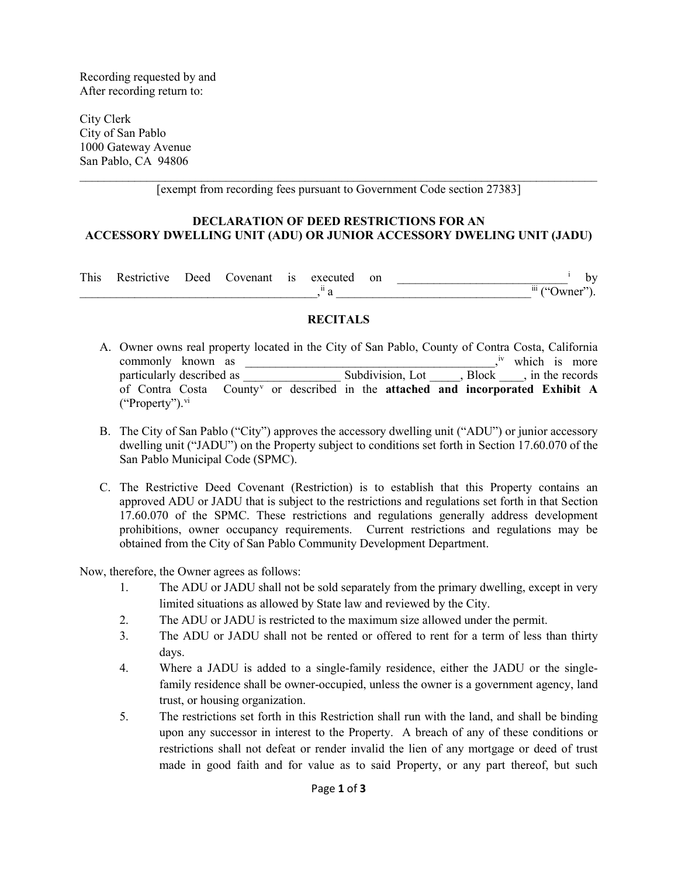Recording requested by and
After recording return to:

City Clerk
City of San Pablo
1000 Gateway Avenue
San Pablo, CA 94806

---

[exempt from recording fees pursuant to Government Code section 27383]

**DECLARATION OF DEED RESTRICTIONS FOR AN ACCESSORY DWELLING UNIT (ADU) OR JUNIOR ACCESSORY DWELING UNIT (JADU)**

This Restrictive Deed Covenant is executed on ___________________________[i] by ______________________________________,[ii] a ________________________________[iii] ("Owner").

**RECITALS**

A. Owner owns real property located in the City of San Pablo, County of Contra Costa, California commonly known as _________________________________________,[iv] which is more particularly described as ________________ Subdivision, Lot _____, Block ____, in the records of Contra Costa County[v] or described in the **attached and incorporated Exhibit A** ("Property").[vi]

B. The City of San Pablo ("City") approves the accessory dwelling unit ("ADU") or junior accessory dwelling unit ("JADU") on the Property subject to conditions set forth in Section 17.60.070 of the San Pablo Municipal Code (SPMC).

C. The Restrictive Deed Covenant (Restriction) is to establish that this Property contains an approved ADU or JADU that is subject to the restrictions and regulations set forth in that Section 17.60.070 of the SPMC. These restrictions and regulations generally address development prohibitions, owner occupancy requirements. Current restrictions and regulations may be obtained from the City of San Pablo Community Development Department.

Now, therefore, the Owner agrees as follows:

1. The ADU or JADU shall not be sold separately from the primary dwelling, except in very limited situations as allowed by State law and reviewed by the City.
2. The ADU or JADU is restricted to the maximum size allowed under the permit.
3. The ADU or JADU shall not be rented or offered to rent for a term of less than thirty days.
4. Where a JADU is added to a single-family residence, either the JADU or the single-family residence shall be owner-occupied, unless the owner is a government agency, land trust, or housing organization.
5. The restrictions set forth in this Restriction shall run with the land, and shall be binding upon any successor in interest to the Property. A breach of any of these conditions or restrictions shall not defeat or render invalid the lien of any mortgage or deed of trust made in good faith and for value as to said Property, or any part thereof, but such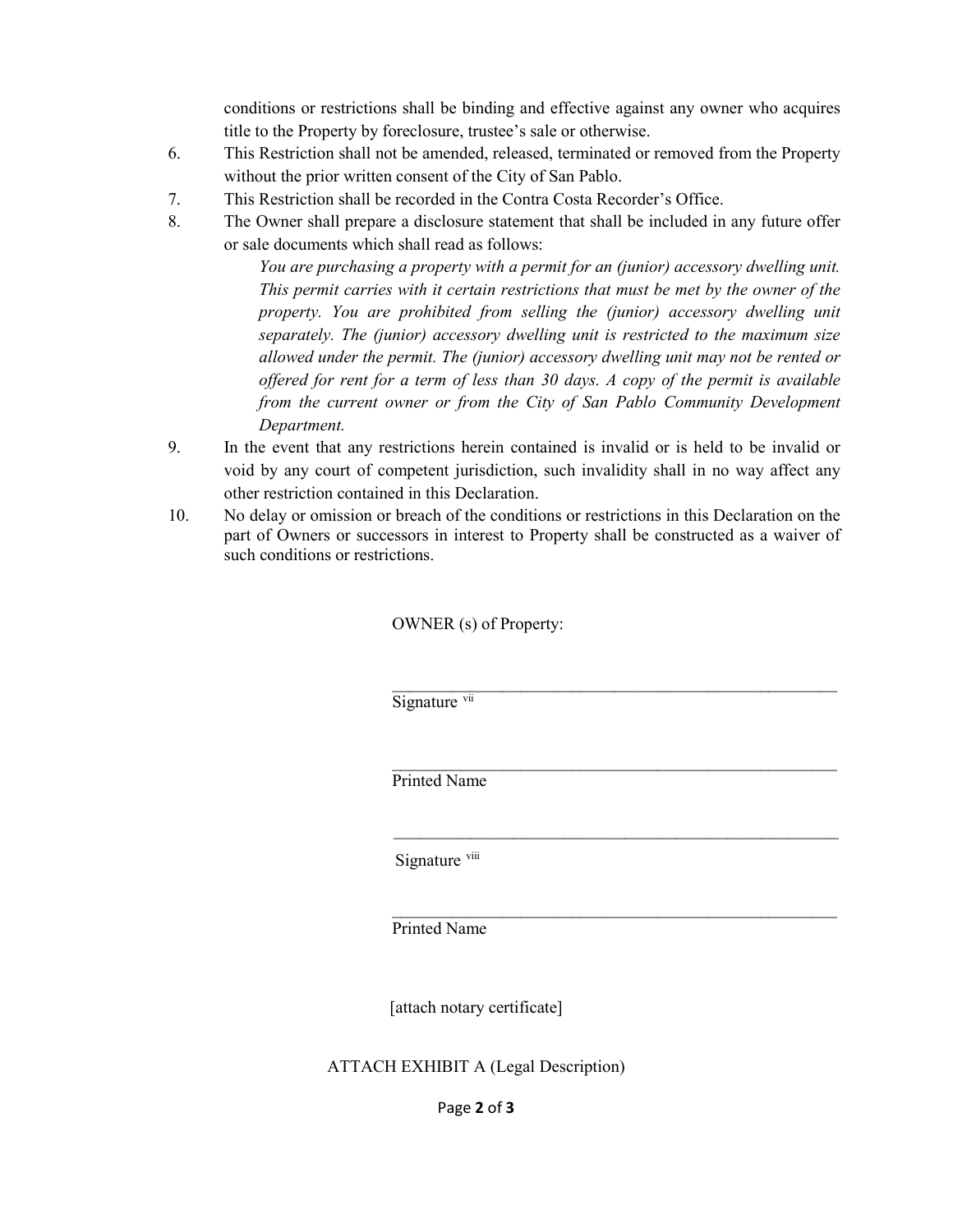conditions or restrictions shall be binding and effective against any owner who acquires title to the Property by foreclosure, trustee's sale or otherwise.

6. This Restriction shall not be amended, released, terminated or removed from the Property without the prior written consent of the City of San Pablo.
7. This Restriction shall be recorded in the Contra Costa Recorder's Office.
8. The Owner shall prepare a disclosure statement that shall be included in any future offer or sale documents which shall read as follows:

   *You are purchasing a property with a permit for an (junior) accessory dwelling unit. This permit carries with it certain restrictions that must be met by the owner of the property. You are prohibited from selling the (junior) accessory dwelling unit separately. The (junior) accessory dwelling unit is restricted to the maximum size allowed under the permit. The (junior) accessory dwelling unit may not be rented or offered for rent for a term of less than 30 days. A copy of the permit is available from the current owner or from the City of San Pablo Community Development Department.*

9. In the event that any restrictions herein contained is invalid or is held to be invalid or void by any court of competent jurisdiction, such invalidity shall in no way affect any other restriction contained in this Declaration.
10. No delay or omission or breach of the conditions or restrictions in this Declaration on the part of Owners or successors in interest to Property shall be constructed as a waiver of such conditions or restrictions.

OWNER (s) of Property:

\_\_\_\_\_\_\_\_\_\_\_\_\_\_\_\_\_\_\_\_\_\_\_\_\_\_\_\_\_\_\_\_\_\_\_\_\_\_\_\_\_\_\_\_

Signature [vii]

\_\_\_\_\_\_\_\_\_\_\_\_\_\_\_\_\_\_\_\_\_\_\_\_\_\_\_\_\_\_\_\_\_\_\_\_\_\_\_\_\_\_\_\_

Printed Name

\_\_\_\_\_\_\_\_\_\_\_\_\_\_\_\_\_\_\_\_\_\_\_\_\_\_\_\_\_\_\_\_\_\_\_\_\_\_\_\_\_\_\_\_

Signature [viii]

\_\_\_\_\_\_\_\_\_\_\_\_\_\_\_\_\_\_\_\_\_\_\_\_\_\_\_\_\_\_\_\_\_\_\_\_\_\_\_\_\_\_\_\_

Printed Name

[attach notary certificate]

ATTACH EXHIBIT A (Legal Description)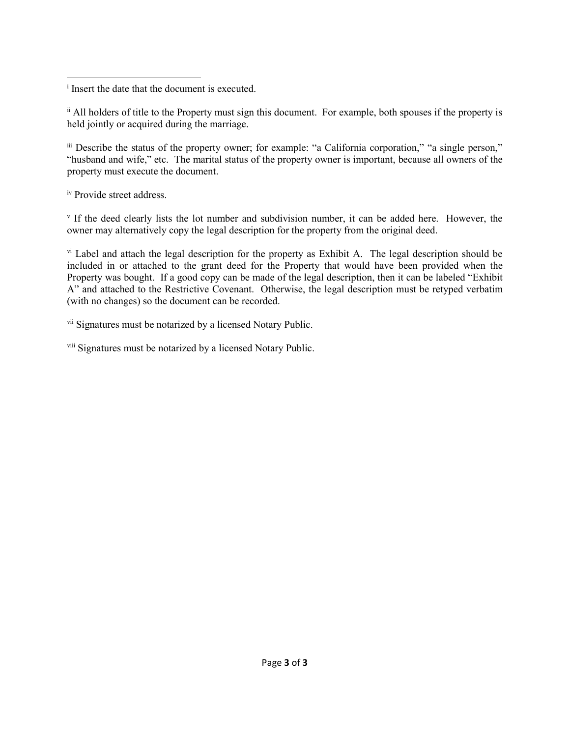---

[i] Insert the date that the document is executed.

[ii] All holders of title to the Property must sign this document. For example, both spouses if the property is held jointly or acquired during the marriage.

[iii] Describe the status of the property owner; for example: "a California corporation," "a single person," "husband and wife," etc. The marital status of the property owner is important, because all owners of the property must execute the document.

[iv] Provide street address.

[v] If the deed clearly lists the lot number and subdivision number, it can be added here. However, the owner may alternatively copy the legal description for the property from the original deed.

[vi] Label and attach the legal description for the property as Exhibit A. The legal description should be included in or attached to the grant deed for the Property that would have been provided when the Property was bought. If a good copy can be made of the legal description, then it can be labeled "Exhibit A" and attached to the Restrictive Covenant. Otherwise, the legal description must be retyped verbatim (with no changes) so the document can be recorded.

[vii] Signatures must be notarized by a licensed Notary Public.

[viii] Signatures must be notarized by a licensed Notary Public.